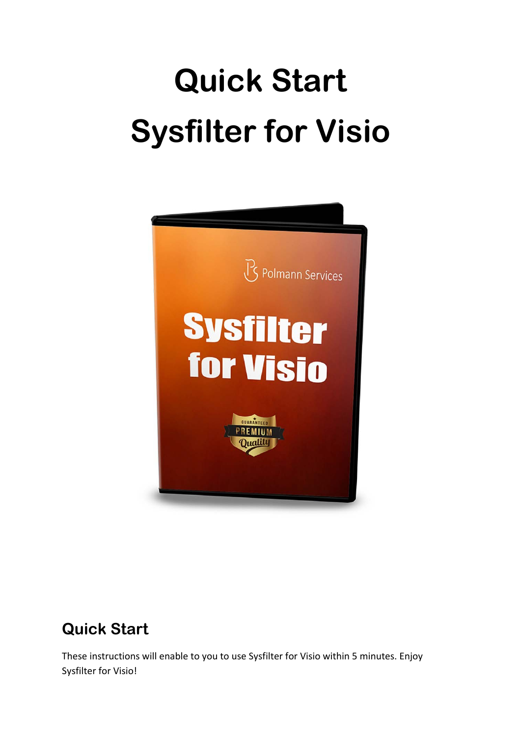# Quick Start

# Sysfilter for Visio

## Quick Start

These instructions will enable to you to use Sysfilter for Visio within 5 minutes. Enjoy Sysfilter for Visio!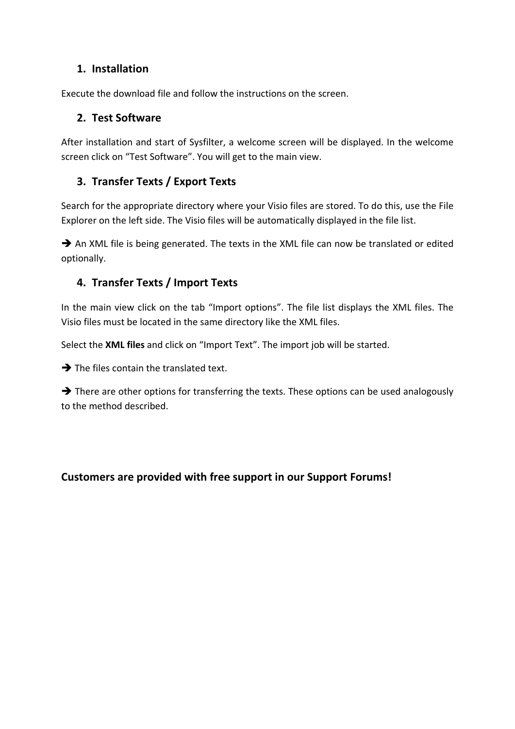## 1. Installation

Execute the download file and follow the instructions on the screen.

## 2. Test Software

After installation and start of Sysfilter, a welcome screen will be displayed. In the welcome screen click on “Test Software”. You will get to the main view.

## 3. Transfer Texts / Export Texts

Search for the appropriate directory where your Visio files are stored. To do this, use the File Explorer on the left side. The Visio files will be automatically displayed in the file list.

➔ An XML file is being generated. The texts in the XML file can now be translated or edited optionally.

## 4. Transfer Texts / Import Texts

In the main view click on the tab “Import options”. The file list displays the XML files. The Visio files must be located in the same directory like the XML files.

Select the **XML files** and click on “Import Text”. The import job will be started.

➔ The files contain the translated text.

➔ There are other options for transferring the texts. These options can be used analogously to the method described.

**Customers are provided with free support in our Support Forums!**